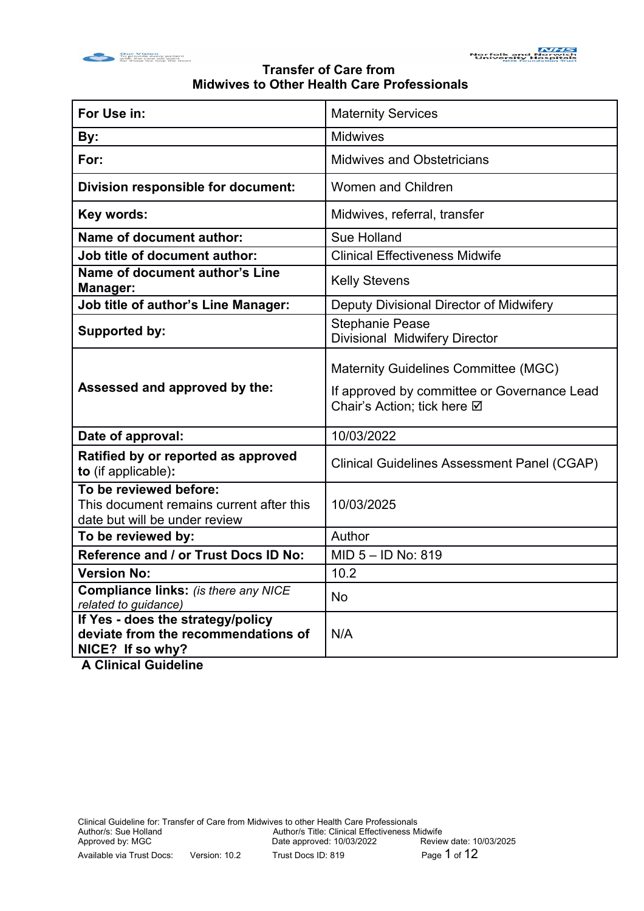# Transfer of Care from Midwives to Other Health Care Professionals

| For Use in: | Maternity Services |
|---|---|
| **By:** | Midwives |
| **For:** | Midwives and Obstetricians |
| **Division responsible for document:** | Women and Children |
| **Key words:** | Midwives, referral, transfer |
| **Name of document author:** | Sue Holland |
| **Job title of document author:** | Clinical Effectiveness Midwife |
| **Name of document author's Line Manager:** | Kelly Stevens |
| **Job title of author's Line Manager:** | Deputy Divisional Director of Midwifery |
| **Supported by:** | Stephanie Pease<br>Divisional Midwifery Director |
| **Assessed and approved by the:** | Maternity Guidelines Committee (MGC)<br>If approved by committee or Governance Lead Chair's Action; tick here ☑ |
| **Date of approval:** | 10/03/2022 |
| **Ratified by or reported as approved to** (if applicable)**:** | Clinical Guidelines Assessment Panel (CGAP) |
| **To be reviewed before:**<br>This document remains current after this date but will be under review | 10/03/2025 |
| **To be reviewed by:** | Author |
| **Reference and / or Trust Docs ID No:** | MID 5 – ID No: 819 |
| **Version No:** | 10.2 |
| **Compliance links:** *(is there any NICE related to guidance)* | No |
| **If Yes - does the strategy/policy deviate from the recommendations of NICE? If so why?** | N/A |

**A Clinical Guideline**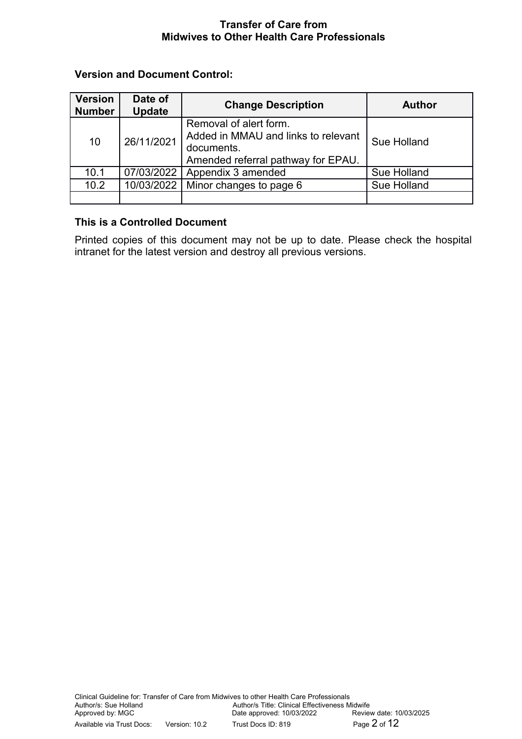**Version and Document Control:**

| Version Number | Date of Update | Change Description | Author |
|---|---|---|---|
| 10 | 26/11/2021 | Removal of alert form. Added in MMAU and links to relevant documents. Amended referral pathway for EPAU. | Sue Holland |
| 10.1 | 07/03/2022 | Appendix 3 amended | Sue Holland |
| 10.2 | 10/03/2022 | Minor changes to page 6 | Sue Holland |
| | | | |

**This is a Controlled Document**

Printed copies of this document may not be up to date. Please check the hospital intranet for the latest version and destroy all previous versions.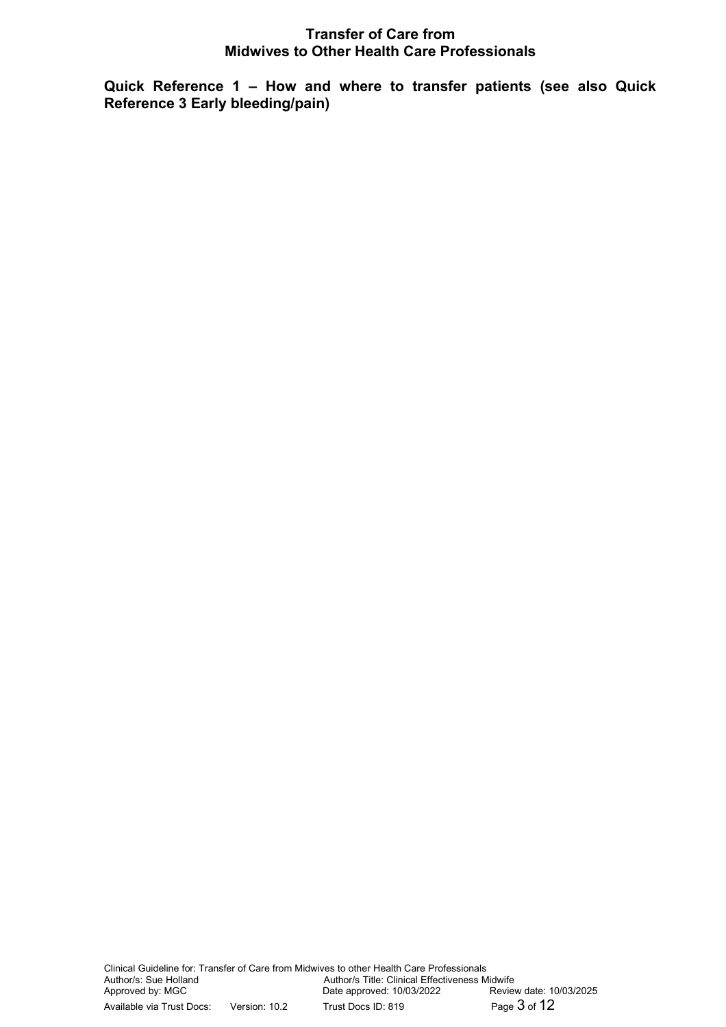**Quick Reference 1 – How and where to transfer patients (see also Quick Reference 3 Early bleeding/pain)**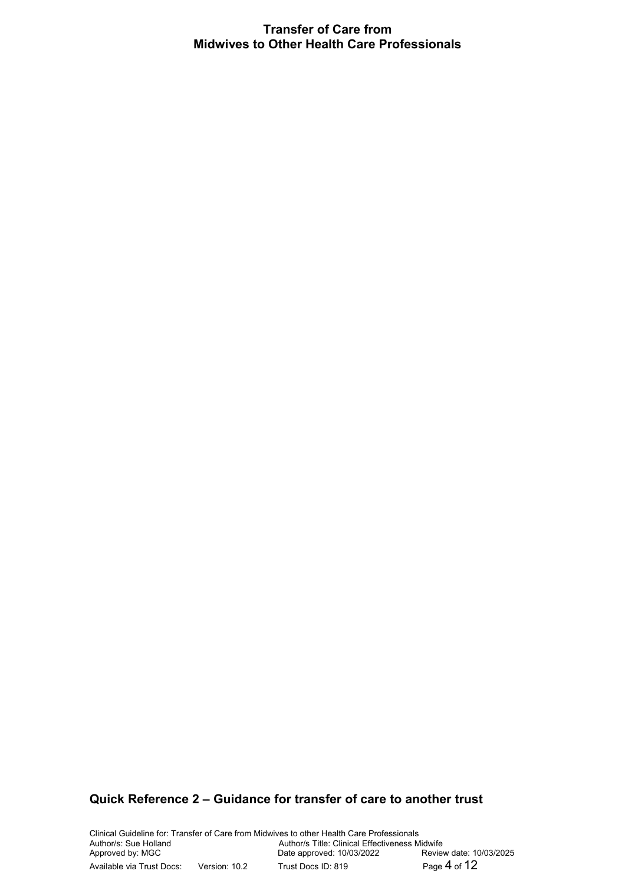## Quick Reference 2 – Guidance for transfer of care to another trust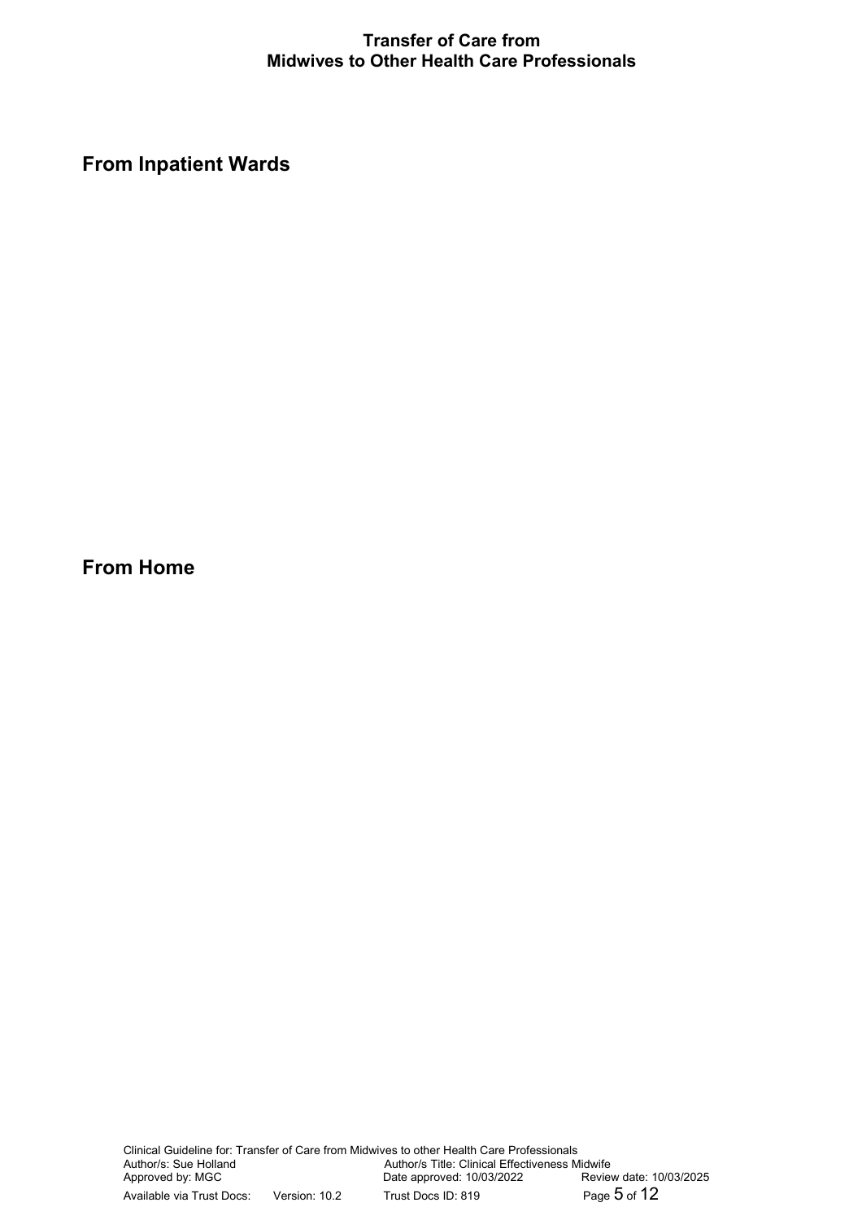## From Inpatient Wards

## From Home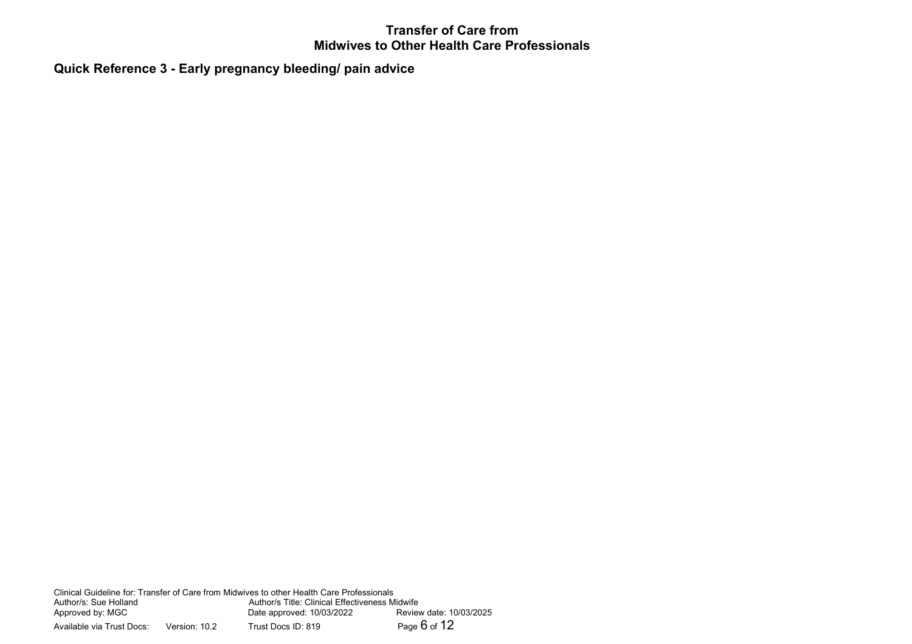**Quick Reference 3 - Early pregnancy bleeding/ pain advice**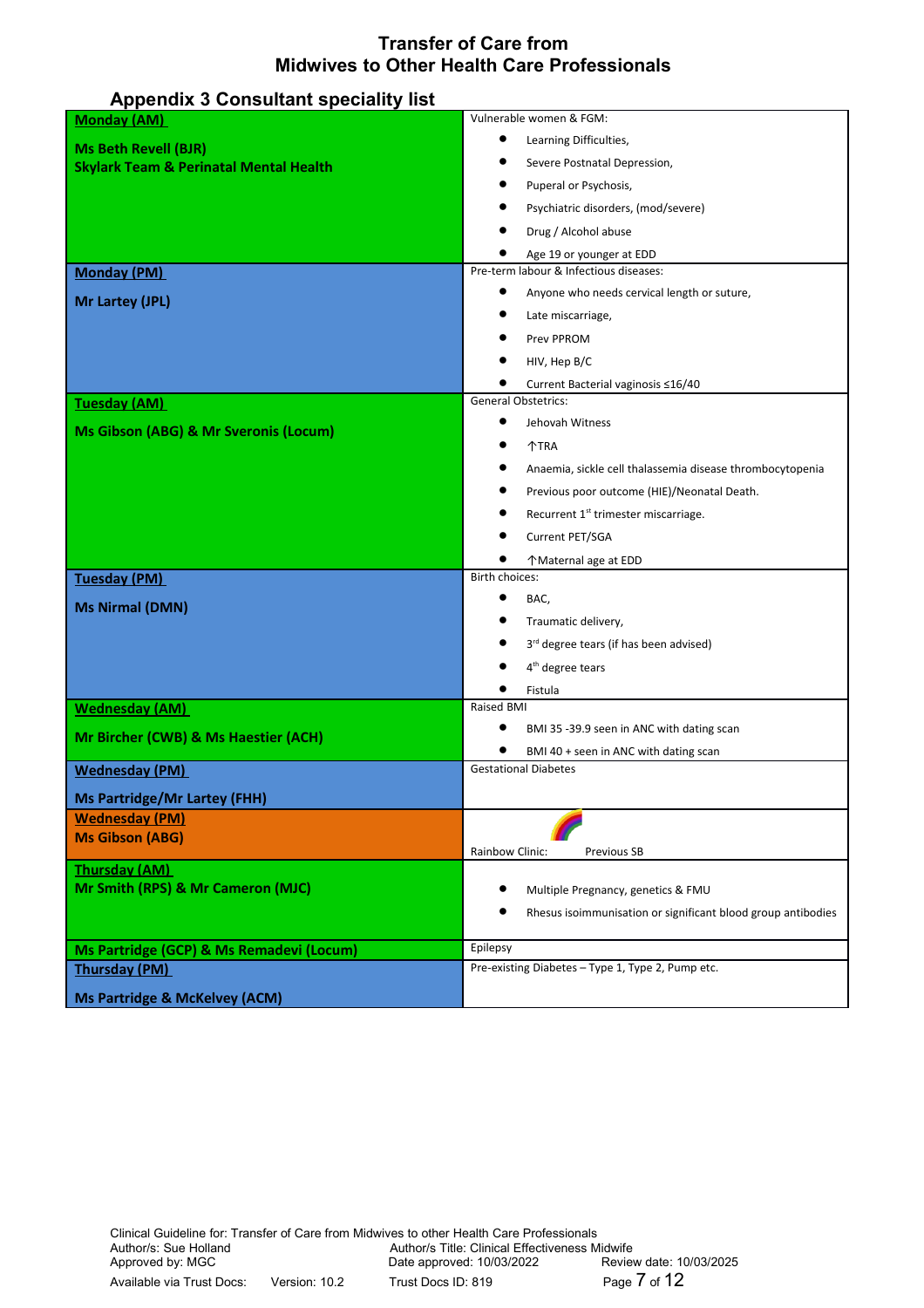# Transfer of Care from Midwives to Other Health Care Professionals

## Appendix 3 Consultant speciality list

| Clinic | Speciality |
|---|---|
| **Monday (AM)**<br><br>**Ms Beth Revell (BJR)**<br>**Skylark Team & Perinatal Mental Health** | Vulnerable women & FGM:<br>• Learning Difficulties,<br>• Severe Postnatal Depression,<br>• Puperal or Psychosis,<br>• Psychiatric disorders, (mod/severe)<br>• Drug / Alcohol abuse<br>• Age 19 or younger at EDD |
| **Monday (PM)**<br><br>**Mr Lartey (JPL)** | Pre-term labour & Infectious diseases:<br>• Anyone who needs cervical length or suture,<br>• Late miscarriage,<br>• Prev PPROM<br>• HIV, Hep B/C<br>• Current Bacterial vaginosis ≤16/40 |
| **Tuesday (AM)**<br><br>**Ms Gibson (ABG) & Mr Sveronis (Locum)** | General Obstetrics:<br>• Jehovah Witness<br>• ↑TRA<br>• Anaemia, sickle cell thalassemia disease thrombocytopenia<br>• Previous poor outcome (HIE)/Neonatal Death.<br>• Recurrent 1st trimester miscarriage.<br>• Current PET/SGA<br>• ↑Maternal age at EDD |
| **Tuesday (PM)**<br><br>**Ms Nirmal (DMN)** | Birth choices:<br>• BAC,<br>• Traumatic delivery,<br>• 3rd degree tears (if has been advised)<br>• 4th degree tears<br>• Fistula |
| **Wednesday (AM)**<br><br>**Mr Bircher (CWB) & Ms Haestier (ACH)** | Raised BMI<br>• BMI 35 -39.9 seen in ANC with dating scan<br>• BMI 40 + seen in ANC with dating scan |
| **Wednesday (PM)**<br><br>**Ms Partridge/Mr Lartey (FHH)** | Gestational Diabetes |
| **Wednesday (PM)**<br>**Ms Gibson (ABG)** | Rainbow Clinic: Previous SB |
| **Thursday (AM)**<br>**Mr Smith (RPS) & Mr Cameron (MJC)** | • Multiple Pregnancy, genetics & FMU<br>• Rhesus isoimmunisation or significant blood group antibodies |
| **Ms Partridge (GCP) & Ms Remadevi (Locum)** | Epilepsy |
| **Thursday (PM)**<br><br>**Ms Partridge & McKelvey (ACM)** | Pre-existing Diabetes – Type 1, Type 2, Pump etc. |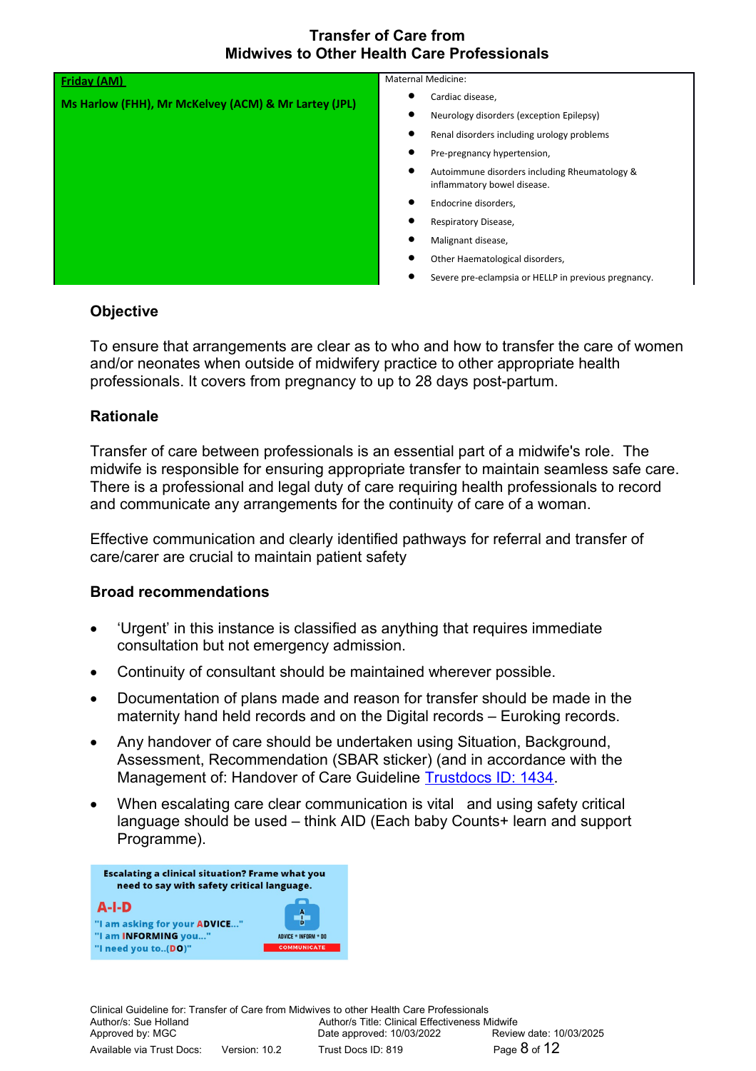| Friday (AM)<br><br>Ms Harlow (FHH), Mr McKelvey (ACM) & Mr Lartey (JPL) | Maternal Medicine:<br>• Cardiac disease,<br>• Neurology disorders (exception Epilepsy)<br>• Renal disorders including urology problems<br>• Pre-pregnancy hypertension,<br>• Autoimmune disorders including Rheumatology & inflammatory bowel disease.<br>• Endocrine disorders,<br>• Respiratory Disease,<br>• Malignant disease,<br>• Other Haematological disorders,<br>• Severe pre-eclampsia or HELLP in previous pregnancy. |
|---|---|

## Objective

To ensure that arrangements are clear as to who and how to transfer the care of women and/or neonates when outside of midwifery practice to other appropriate health professionals. It covers from pregnancy to up to 28 days post-partum.

## Rationale

Transfer of care between professionals is an essential part of a midwife's role. The midwife is responsible for ensuring appropriate transfer to maintain seamless safe care. There is a professional and legal duty of care requiring health professionals to record and communicate any arrangements for the continuity of care of a woman.

Effective communication and clearly identified pathways for referral and transfer of care/carer are crucial to maintain patient safety

## Broad recommendations

- 'Urgent' in this instance is classified as anything that requires immediate consultation but not emergency admission.
- Continuity of consultant should be maintained wherever possible.
- Documentation of plans made and reason for transfer should be made in the maternity hand held records and on the Digital records – Euroking records.
- Any handover of care should be undertaken using Situation, Background, Assessment, Recommendation (SBAR sticker) (and in accordance with the Management of: Handover of Care Guideline Trustdocs ID: 1434.
- When escalating care clear communication is vital and using safety critical language should be used – think AID (Each baby Counts+ learn and support Programme).

**Escalating a clinical situation? Frame what you need to say with safety critical language.**

**A-I-D**

"I am asking for your **ADVICE**..."
"I am **INFORMING** you..."
"I need you to..(**DO**)"

ADVICE • INFORM • DO
COMMUNICATE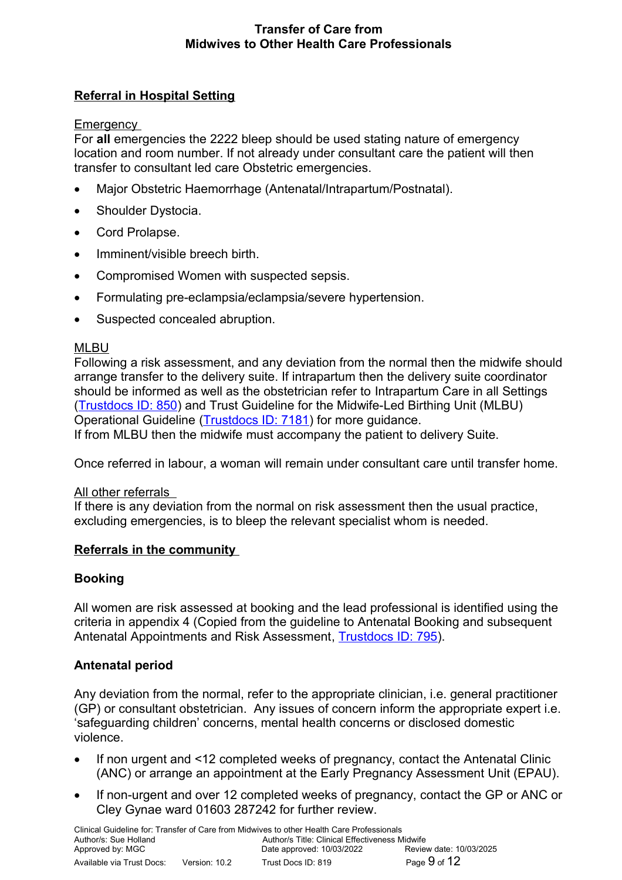## Referral in Hospital Setting

Emergency

For **all** emergencies the 2222 bleep should be used stating nature of emergency location and room number. If not already under consultant care the patient will then transfer to consultant led care Obstetric emergencies.

- Major Obstetric Haemorrhage (Antenatal/Intrapartum/Postnatal).
- Shoulder Dystocia.
- Cord Prolapse.
- Imminent/visible breech birth.
- Compromised Women with suspected sepsis.
- Formulating pre-eclampsia/eclampsia/severe hypertension.
- Suspected concealed abruption.

MLBU

Following a risk assessment, and any deviation from the normal then the midwife should arrange transfer to the delivery suite. If intrapartum then the delivery suite coordinator should be informed as well as the obstetrician refer to Intrapartum Care in all Settings (Trustdocs ID: 850) and Trust Guideline for the Midwife-Led Birthing Unit (MLBU) Operational Guideline (Trustdocs ID: 7181) for more guidance.
If from MLBU then the midwife must accompany the patient to delivery Suite.

Once referred in labour, a woman will remain under consultant care until transfer home.

All other referrals

If there is any deviation from the normal on risk assessment then the usual practice, excluding emergencies, is to bleep the relevant specialist whom is needed.

## Referrals in the community

### Booking

All women are risk assessed at booking and the lead professional is identified using the criteria in appendix 4 (Copied from the guideline to Antenatal Booking and subsequent Antenatal Appointments and Risk Assessment, Trustdocs ID: 795).

### Antenatal period

Any deviation from the normal, refer to the appropriate clinician, i.e. general practitioner (GP) or consultant obstetrician. Any issues of concern inform the appropriate expert i.e. 'safeguarding children' concerns, mental health concerns or disclosed domestic violence.

- If non urgent and <12 completed weeks of pregnancy, contact the Antenatal Clinic (ANC) or arrange an appointment at the Early Pregnancy Assessment Unit (EPAU).
- If non-urgent and over 12 completed weeks of pregnancy, contact the GP or ANC or Cley Gynae ward 01603 287242 for further review.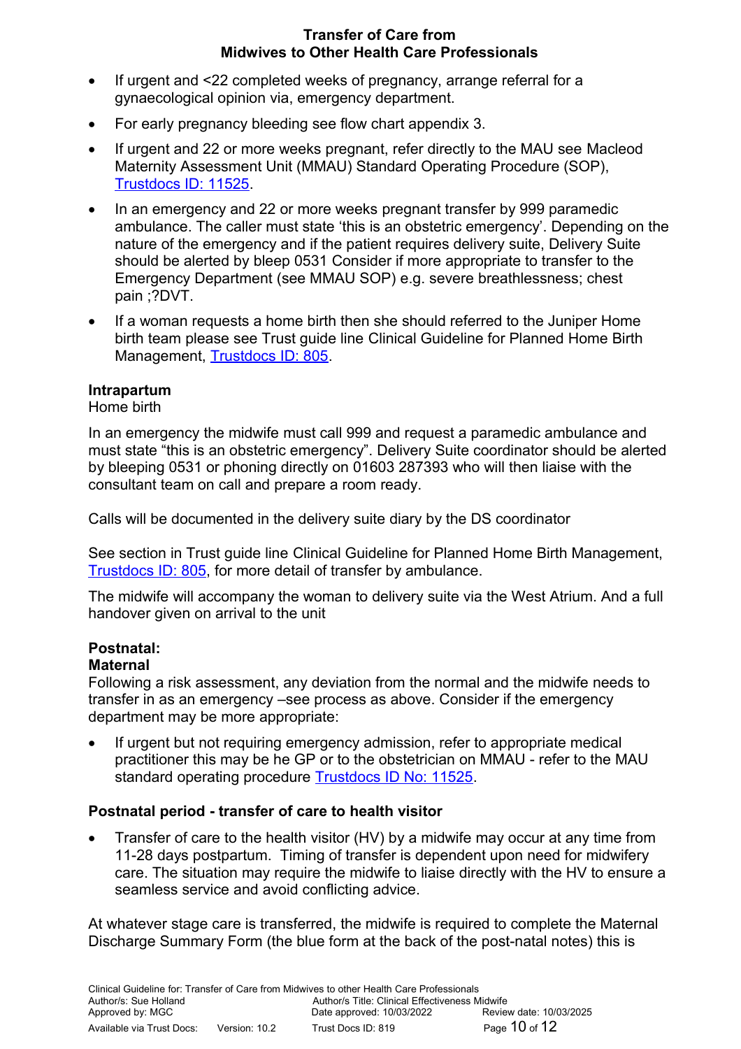- If urgent and <22 completed weeks of pregnancy, arrange referral for a gynaecological opinion via, emergency department.
- For early pregnancy bleeding see flow chart appendix 3.
- If urgent and 22 or more weeks pregnant, refer directly to the MAU see Macleod Maternity Assessment Unit (MMAU) Standard Operating Procedure (SOP), Trustdocs ID: 11525.
- In an emergency and 22 or more weeks pregnant transfer by 999 paramedic ambulance. The caller must state 'this is an obstetric emergency'. Depending on the nature of the emergency and if the patient requires delivery suite, Delivery Suite should be alerted by bleep 0531 Consider if more appropriate to transfer to the Emergency Department (see MMAU SOP) e.g. severe breathlessness; chest pain ;?DVT.
- If a woman requests a home birth then she should referred to the Juniper Home birth team please see Trust guide line Clinical Guideline for Planned Home Birth Management, Trustdocs ID: 805.

**Intrapartum**
Home birth

In an emergency the midwife must call 999 and request a paramedic ambulance and must state "this is an obstetric emergency". Delivery Suite coordinator should be alerted by bleeping 0531 or phoning directly on 01603 287393 who will then liaise with the consultant team on call and prepare a room ready.

Calls will be documented in the delivery suite diary by the DS coordinator

See section in Trust guide line Clinical Guideline for Planned Home Birth Management, Trustdocs ID: 805, for more detail of transfer by ambulance.

The midwife will accompany the woman to delivery suite via the West Atrium. And a full handover given on arrival to the unit

**Postnatal:**
**Maternal**
Following a risk assessment, any deviation from the normal and the midwife needs to transfer in as an emergency –see process as above. Consider if the emergency department may be more appropriate:

- If urgent but not requiring emergency admission, refer to appropriate medical practitioner this may be he GP or to the obstetrician on MMAU - refer to the MAU standard operating procedure Trustdocs ID No: 11525.

**Postnatal period - transfer of care to health visitor**

- Transfer of care to the health visitor (HV) by a midwife may occur at any time from 11-28 days postpartum. Timing of transfer is dependent upon need for midwifery care. The situation may require the midwife to liaise directly with the HV to ensure a seamless service and avoid conflicting advice.

At whatever stage care is transferred, the midwife is required to complete the Maternal Discharge Summary Form (the blue form at the back of the post-natal notes) this is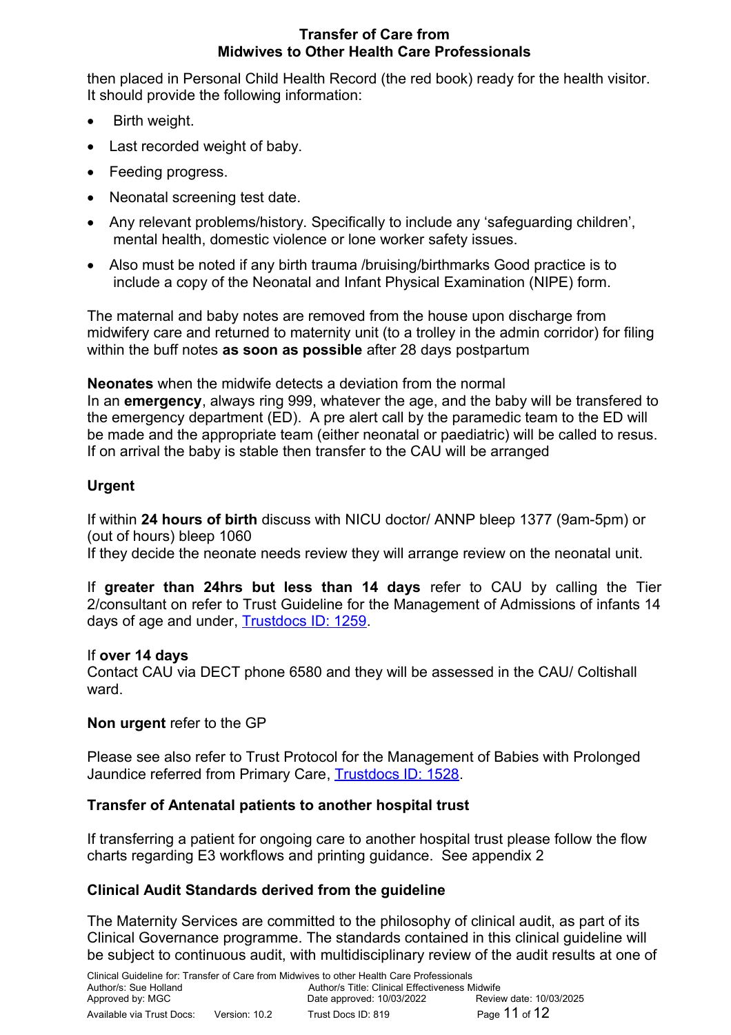then placed in Personal Child Health Record (the red book) ready for the health visitor. It should provide the following information:

- Birth weight.
- Last recorded weight of baby.
- Feeding progress.
- Neonatal screening test date.
- Any relevant problems/history. Specifically to include any 'safeguarding children', mental health, domestic violence or lone worker safety issues.
- Also must be noted if any birth trauma /bruising/birthmarks Good practice is to include a copy of the Neonatal and Infant Physical Examination (NIPE) form.

The maternal and baby notes are removed from the house upon discharge from midwifery care and returned to maternity unit (to a trolley in the admin corridor) for filing within the buff notes **as soon as possible** after 28 days postpartum

**Neonates** when the midwife detects a deviation from the normal
In an **emergency**, always ring 999, whatever the age, and the baby will be transfered to the emergency department (ED). A pre alert call by the paramedic team to the ED will be made and the appropriate team (either neonatal or paediatric) will be called to resus. If on arrival the baby is stable then transfer to the CAU will be arranged

**Urgent**

If within **24 hours of birth** discuss with NICU doctor/ ANNP bleep 1377 (9am-5pm) or (out of hours) bleep 1060
If they decide the neonate needs review they will arrange review on the neonatal unit.

If **greater than 24hrs but less than 14 days** refer to CAU by calling the Tier 2/consultant on refer to Trust Guideline for the Management of Admissions of infants 14 days of age and under, [Trustdocs ID: 1259](Trustdocs ID: 1259).

If **over 14 days**
Contact CAU via DECT phone 6580 and they will be assessed in the CAU/ Coltishall ward.

**Non urgent** refer to the GP

Please see also refer to Trust Protocol for the Management of Babies with Prolonged Jaundice referred from Primary Care, [Trustdocs ID: 1528](Trustdocs ID: 1528).

## Transfer of Antenatal patients to another hospital trust

If transferring a patient for ongoing care to another hospital trust please follow the flow charts regarding E3 workflows and printing guidance. See appendix 2

## Clinical Audit Standards derived from the guideline

The Maternity Services are committed to the philosophy of clinical audit, as part of its Clinical Governance programme. The standards contained in this clinical guideline will be subject to continuous audit, with multidisciplinary review of the audit results at one of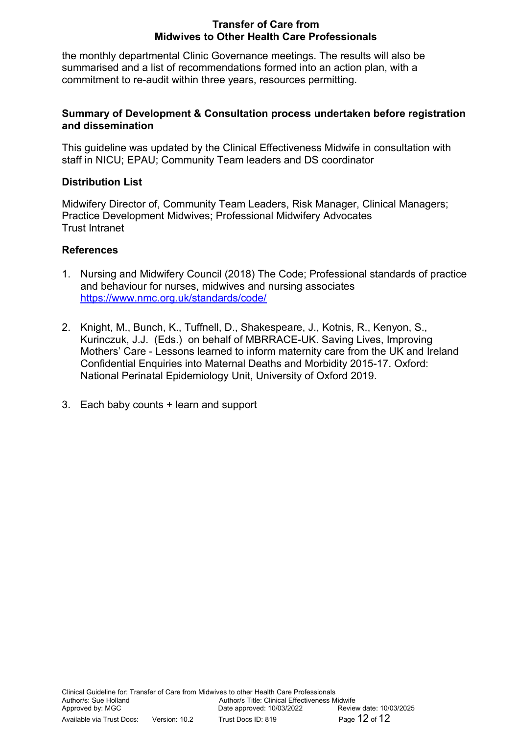the monthly departmental Clinic Governance meetings. The results will also be summarised and a list of recommendations formed into an action plan, with a commitment to re-audit within three years, resources permitting.

### Summary of Development & Consultation process undertaken before registration and dissemination

This guideline was updated by the Clinical Effectiveness Midwife in consultation with staff in NICU; EPAU; Community Team leaders and DS coordinator

### Distribution List

Midwifery Director of, Community Team Leaders, Risk Manager, Clinical Managers; Practice Development Midwives; Professional Midwifery Advocates
Trust Intranet

### References

1. Nursing and Midwifery Council (2018) The Code; Professional standards of practice and behaviour for nurses, midwives and nursing associates https://www.nmc.org.uk/standards/code/

2. Knight, M., Bunch, K., Tuffnell, D., Shakespeare, J., Kotnis, R., Kenyon, S., Kurinczuk, J.J. (Eds.) on behalf of MBRRACE-UK. Saving Lives, Improving Mothers' Care - Lessons learned to inform maternity care from the UK and Ireland Confidential Enquiries into Maternal Deaths and Morbidity 2015-17. Oxford: National Perinatal Epidemiology Unit, University of Oxford 2019.

3. Each baby counts + learn and support